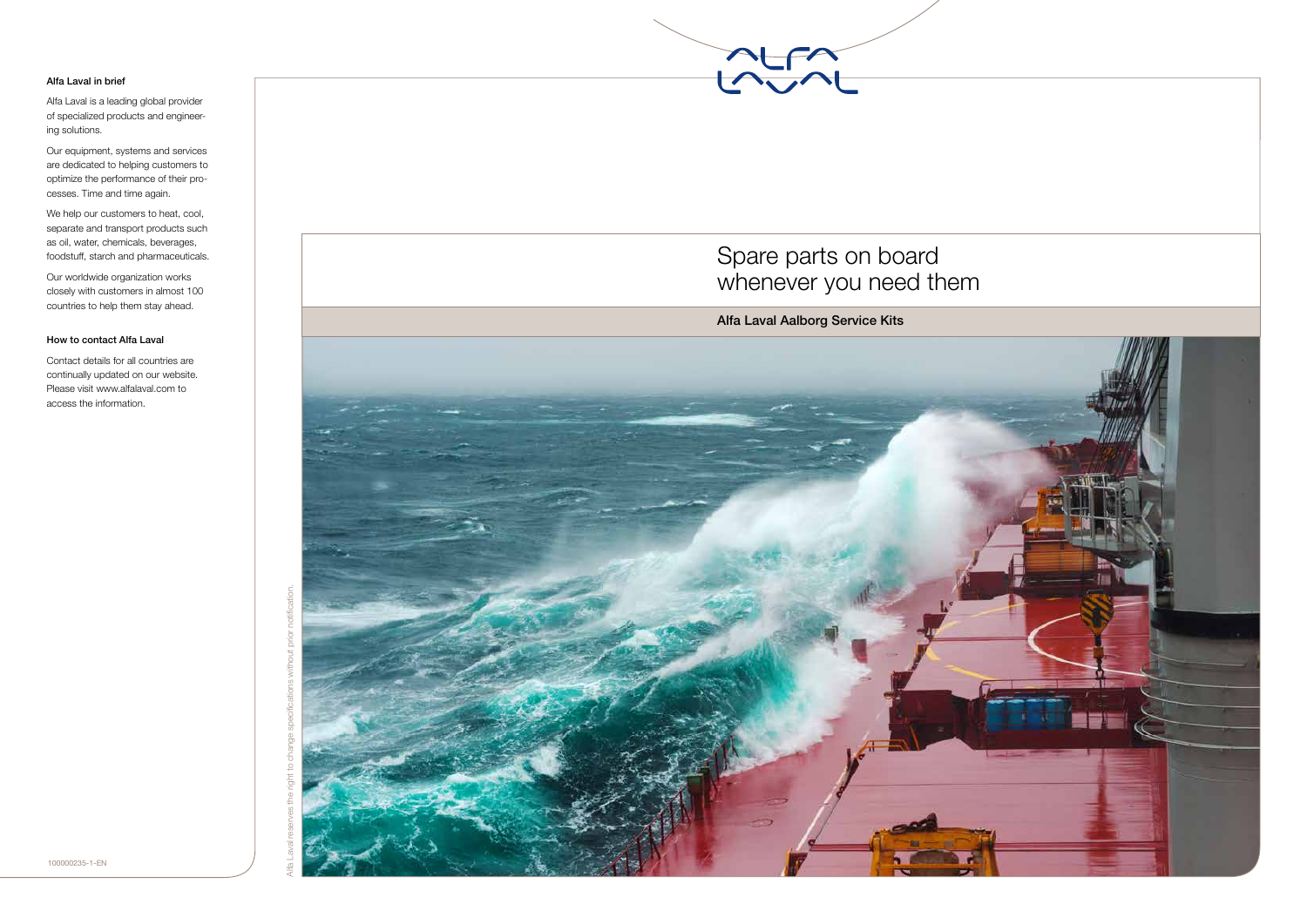# Spare parts on board whenever you need them

## Alfa Laval Aalborg Service Kits

### Alfa Laval in brief

Alfa Laval is a leading global provider of specialized products and engineering solutions.

Our equipment, systems and services are dedicated to helping customers to optimize the performance of their processes. Time and time again.

We help our customers to heat, cool, separate and transport products such as oil, water, chemicals, beverages, foodstuff, starch and pharmaceuticals.

Our worldwide organization works closely with customers in almost 100 countries to help them stay ahead.

### How to contact Alfa Laval

Contact details for all countries are continually updated on our website. Please visit www.alfalaval.com to access the information.

100000235-1-EN

Alfa Laval reserves the right to change specifications without prior notification.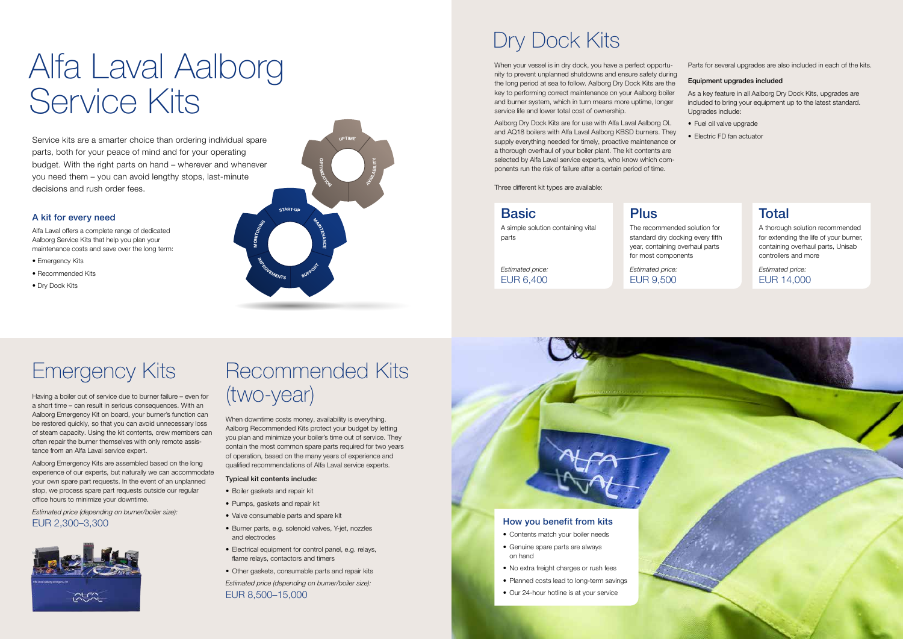# Alfa Laval Aalborg Service Kits

Service kits are a smarter choice than ordering individual spare parts, both for your peace of mind and for your operating budget. With the right parts on hand – wherever and whenever you need them – you can avoid lengthy stops, last-minute decisions and rush order fees.

### A kit for every need

Alfa Laval offers a complete range of dedicated Aalborg Service Kits that help you plan your maintenance costs and save over the long term:

- Emergency Kits
- Recommended Kits
- Dry Dock Kits

UPTIME
AVAILABILITY
OPTIMIZATION
START-UP
MAINTENANCE
SUPPORT
IMPROVEMENTS
MONITORING

# Dry Dock Kits

When your vessel is in dry dock, you have a perfect opportunity to prevent unplanned shutdowns and ensure safety during the long period at sea to follow. Aalborg Dry Dock Kits are the key to performing correct maintenance on your Aalborg boiler and burner system, which in turn means more uptime, longer service life and lower total cost of ownership.

Aalborg Dry Dock Kits are for use with Alfa Laval Aalborg OL and AQ18 boilers with Alfa Laval Aalborg KBSD burners. They supply everything needed for timely, proactive maintenance or a thorough overhaul of your boiler plant. The kit contents are selected by Alfa Laval service experts, who know which components run the risk of failure after a certain period of time.

Parts for several upgrades are also included in each of the kits.

**Equipment upgrades included**

As a key feature in all Aalborg Dry Dock Kits, upgrades are included to bring your equipment up to the latest standard. Upgrades include:

- Fuel oil valve upgrade
- Electric FD fan actuator

Three different kit types are available:

## Basic

A simple solution containing vital parts

*Estimated price:*
EUR 6,400

## Plus

The recommended solution for standard dry docking every fifth year, containing overhaul parts for most components

*Estimated price:*
EUR 9,500

## Total

A thorough solution recommended for extending the life of your burner, containing overhaul parts, Unisab controllers and more

*Estimated price:*
EUR 14,000

# Emergency Kits

Having a boiler out of service due to burner failure – even for a short time – can result in serious consequences. With an Aalborg Emergency Kit on board, your burner's function can be restored quickly, so that you can avoid unnecessary loss of steam capacity. Using the kit contents, crew members can often repair the burner themselves with only remote assistance from an Alfa Laval service expert.

Aalborg Emergency Kits are assembled based on the long experience of our experts, but naturally we can accommodate your own spare part requests. In the event of an unplanned stop, we process spare part requests outside our regular office hours to minimize your downtime.

*Estimated price (depending on burner/boiler size):*
EUR 2,300–3,300

# Recommended Kits (two-year)

When downtime costs money, availability is everything. Aalborg Recommended Kits protect your budget by letting you plan and minimize your boiler's time out of service. They contain the most common spare parts required for two years of operation, based on the many years of experience and qualified recommendations of Alfa Laval service experts.

**Typical kit contents include:**

- Boiler gaskets and repair kit
- Pumps, gaskets and repair kit
- Valve consumable parts and spare kit
- Burner parts, e.g. solenoid valves, Y-jet, nozzles and electrodes
- Electrical equipment for control panel, e.g. relays, flame relays, contactors and timers
- Other gaskets, consumable parts and repair kits

*Estimated price (depending on burner/boiler size):*
EUR 8,500–15,000

### How you benefit from kits

- Contents match your boiler needs
- Genuine spare parts are always on hand
- No extra freight charges or rush fees
- Planned costs lead to long-term savings
- Our 24-hour hotline is at your service